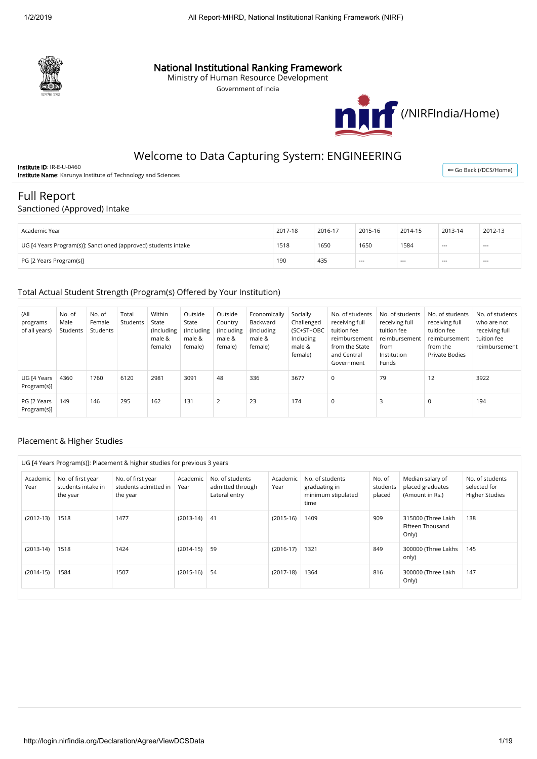# National Institutional Ranking Framework

Ministry of Human Resource Development

Government of India

(/NIRFIndia/Home)

## Welcome to Data Capturing System: ENGINEERING

**Institute ID**: IR-E-U-0460

**Institute Name**: Karunya Institute of Technology and Sciences

← Go Back (/DCS/Home)

# Full Report

## Sanctioned (Approved) Intake

| Academic Year | 2017-18 | 2016-17 | 2015-16 | 2014-15 | 2013-14 | 2012-13 |
|---|---|---|---|---|---|---|
| UG [4 Years Program(s)]: Sanctioned (approved) students intake | 1518 | 1650 | 1650 | 1584 | --- | --- |
| PG [2 Years Program(s)] | 190 | 435 | --- | --- | --- | --- |

## Total Actual Student Strength (Program(s) Offered by Your Institution)

| (All programs of all years) | No. of Male Students | No. of Female Students | Total Students | Within State (Including male & female) | Outside State (Including male & female) | Outside Country (Including male & female) | Economically Backward (Including male & female) | Socially Challenged (SC+ST+OBC Including male & female) | No. of students receiving full tuition fee reimbursement from the State and Central Government | No. of students receiving full tuition fee reimbursement from Institution Funds | No. of students receiving full tuition fee reimbursement from the Private Bodies | No. of students who are not receiving full tuition fee reimbursement |
|---|---|---|---|---|---|---|---|---|---|---|---|---|
| UG [4 Years Program(s)] | 4360 | 1760 | 6120 | 2981 | 3091 | 48 | 336 | 3677 | 0 | 79 | 12 | 3922 |
| PG [2 Years Program(s)] | 149 | 146 | 295 | 162 | 131 | 2 | 23 | 174 | 0 | 3 | 0 | 194 |

## Placement & Higher Studies

UG [4 Years Program(s)]: Placement & higher studies for previous 3 years

| Academic Year | No. of first year students intake in the year | No. of first year students admitted in the year | Academic Year | No. of students admitted through Lateral entry | Academic Year | No. of students graduating in minimum stipulated time | No. of students placed | Median salary of placed graduates (Amount in Rs.) | No. of students selected for Higher Studies |
|---|---|---|---|---|---|---|---|---|---|
| (2012-13) | 1518 | 1477 | (2013-14) | 41 | (2015-16) | 1409 | 909 | 315000 (Three Lakh Fifteen Thousand Only) | 138 |
| (2013-14) | 1518 | 1424 | (2014-15) | 59 | (2016-17) | 1321 | 849 | 300000 (Three Lakhs only) | 145 |
| (2014-15) | 1584 | 1507 | (2015-16) | 54 | (2017-18) | 1364 | 816 | 300000 (Three Lakh Only) | 147 |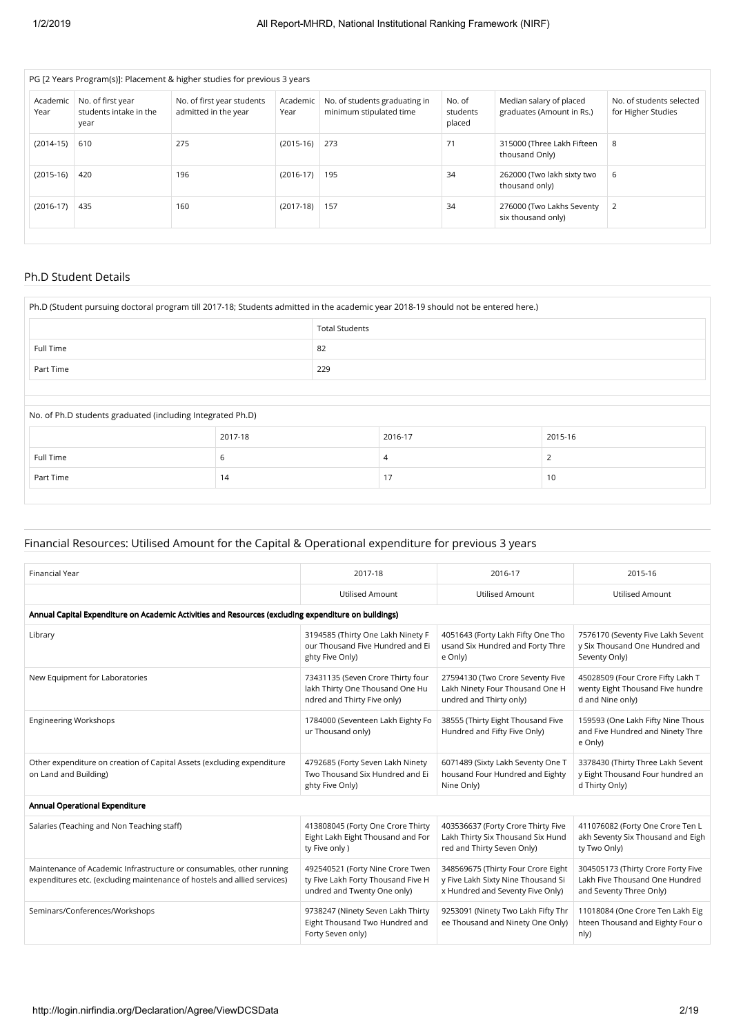| PG [2 Years Program(s)]: Placement & higher studies for previous 3 years | | | | | | | |
|---|---|---|---|---|---|---|---|
| Academic Year | No. of first year students intake in the year | No. of first year students admitted in the year | Academic Year | No. of students graduating in minimum stipulated time | No. of students placed | Median salary of placed graduates (Amount in Rs.) | No. of students selected for Higher Studies |
| (2014-15) | 610 | 275 | (2015-16) | 273 | 71 | 315000 (Three Lakh Fifteen thousand Only) | 8 |
| (2015-16) | 420 | 196 | (2016-17) | 195 | 34 | 262000 (Two lakh sixty two thousand only) | 6 |
| (2016-17) | 435 | 160 | (2017-18) | 157 | 34 | 276000 (Two Lakhs Seventy six thousand only) | 2 |

## Ph.D Student Details

| Ph.D (Student pursuing doctoral program till 2017-18; Students admitted in the academic year 2018-19 should not be entered here.) | |
|---|---|
| | Total Students |
| Full Time | 82 |
| Part Time | 229 |

| No. of Ph.D students graduated (including Integrated Ph.D) | | | |
|---|---|---|---|
| | 2017-18 | 2016-17 | 2015-16 |
| Full Time | 6 | 4 | 2 |
| Part Time | 14 | 17 | 10 |

## Financial Resources: Utilised Amount for the Capital & Operational expenditure for previous 3 years

| Financial Year | 2017-18 | 2016-17 | 2015-16 |
|---|---|---|---|
| | Utilised Amount | Utilised Amount | Utilised Amount |
| **Annual Capital Expenditure on Academic Activities and Resources (excluding expenditure on buildings)** | | | |
| Library | 3194585 (Thirty One Lakh Ninety Four Thousand Five Hundred and Eighty Five Only) | 4051643 (Forty Lakh Fifty One Thousand Six Hundred and Forty Three Only) | 7576170 (Seventy Five Lakh Seventy Six Thousand One Hundred and Seventy Only) |
| New Equipment for Laboratories | 73431135 (Seven Crore Thirty four lakh Thirty One Thousand One Hundred and Thirty Five only) | 27594130 (Two Crore Seventy Five Lakh Ninety Four Thousand One Hundred and Thirty only) | 45028509 (Four Crore Fifty Lakh Twenty Eight Thousand Five hundred and Nine only) |
| Engineering Workshops | 1784000 (Seventeen Lakh Eighty Four Thousand only) | 38555 (Thirty Eight Thousand Five Hundred and Fifty Five Only) | 159593 (One Lakh Fifty Nine Thousand Five Hundred and Ninety Three Only) |
| Other expenditure on creation of Capital Assets (excluding expenditure on Land and Building) | 4792685 (Forty Seven Lakh Ninety Two Thousand Six Hundred and Eighty Five Only) | 6071489 (Sixty Lakh Seventy One Thousand Four Hundred and Eighty Nine Only) | 3378430 (Thirty Three Lakh Seventy Eight Thousand Four hundred and Thirty Only) |
| **Annual Operational Expenditure** | | | |
| Salaries (Teaching and Non Teaching staff) | 413808045 (Forty One Crore Thirty Eight Lakh Eight Thousand and Forty Five only ) | 403536637 (Forty Crore Thirty Five Lakh Thirty Six Thousand Six Hundred and Thirty Seven Only) | 411076082 (Forty One Crore Ten Lakh Seventy Six Thousand and Eighty Two Only) |
| Maintenance of Academic Infrastructure or consumables, other running expenditures etc. (excluding maintenance of hostels and allied services) | 492540521 (Forty Nine Crore Twenty Five Lakh Forty Thousand Five Hundred and Twenty One only) | 348569675 (Thirty Four Crore Eighty Five Lakh Sixty Nine Thousand Six Hundred and Seventy Five Only) | 304505173 (Thirty Crore Forty Five Lakh Five Thousand One Hundred and Seventy Three Only) |
| Seminars/Conferences/Workshops | 9738247 (Ninety Seven Lakh Thirty Eight Thousand Two Hundred and Forty Seven only) | 9253091 (Ninety Two Lakh Fifty Three Thousand and Ninety One Only) | 11018084 (One Crore Ten Lakh Eighteen Thousand and Eighty Four only) |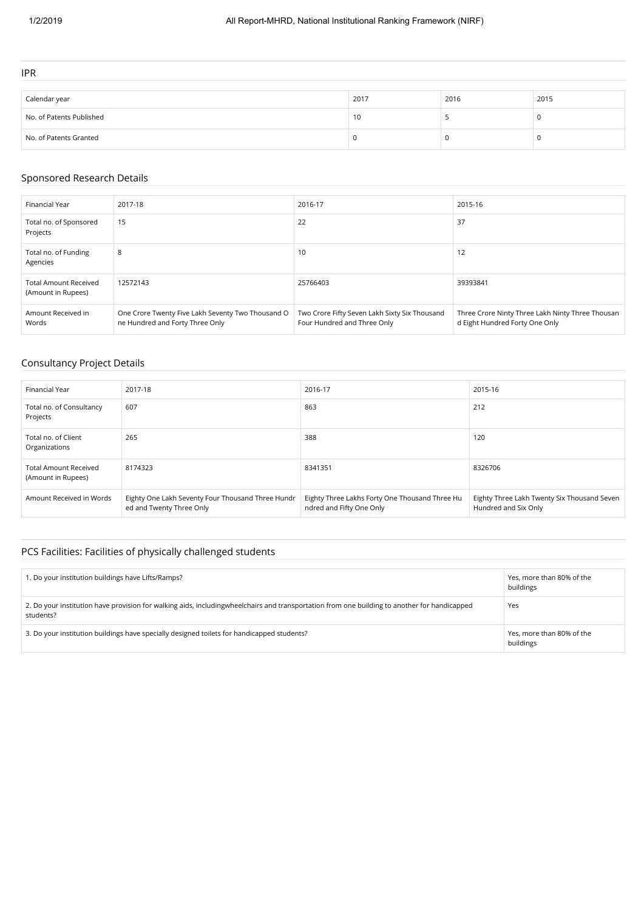## IPR

| Calendar year | 2017 | 2016 | 2015 |
|---|---|---|---|
| No. of Patents Published | 10 | 5 | 0 |
| No. of Patents Granted | 0 | 0 | 0 |

## Sponsored Research Details

| Financial Year | 2017-18 | 2016-17 | 2015-16 |
|---|---|---|---|
| Total no. of Sponsored Projects | 15 | 22 | 37 |
| Total no. of Funding Agencies | 8 | 10 | 12 |
| Total Amount Received (Amount in Rupees) | 12572143 | 25766403 | 39393841 |
| Amount Received in Words | One Crore Twenty Five Lakh Seventy Two Thousand One Hundred and Forty Three Only | Two Crore Fifty Seven Lakh Sixty Six Thousand Four Hundred and Three Only | Three Crore Ninty Three Lakh Ninty Three Thousand Eight Hundred Forty One Only |

## Consultancy Project Details

| Financial Year | 2017-18 | 2016-17 | 2015-16 |
|---|---|---|---|
| Total no. of Consultancy Projects | 607 | 863 | 212 |
| Total no. of Client Organizations | 265 | 388 | 120 |
| Total Amount Received (Amount in Rupees) | 8174323 | 8341351 | 8326706 |
| Amount Received in Words | Eighty One Lakh Seventy Four Thousand Three Hundred and Twenty Three Only | Eighty Three Lakhs Forty One Thousand Three Hundred and Fifty One Only | Eighty Three Lakh Twenty Six Thousand Seven Hundred and Six Only |

## PCS Facilities: Facilities of physically challenged students

| | |
|---|---|
| 1. Do your institution buildings have Lifts/Ramps? | Yes, more than 80% of the buildings |
| 2. Do your institution have provision for walking aids, includingwheelchairs and transportation from one building to another for handicapped students? | Yes |
| 3. Do your institution buildings have specially designed toilets for handicapped students? | Yes, more than 80% of the buildings |